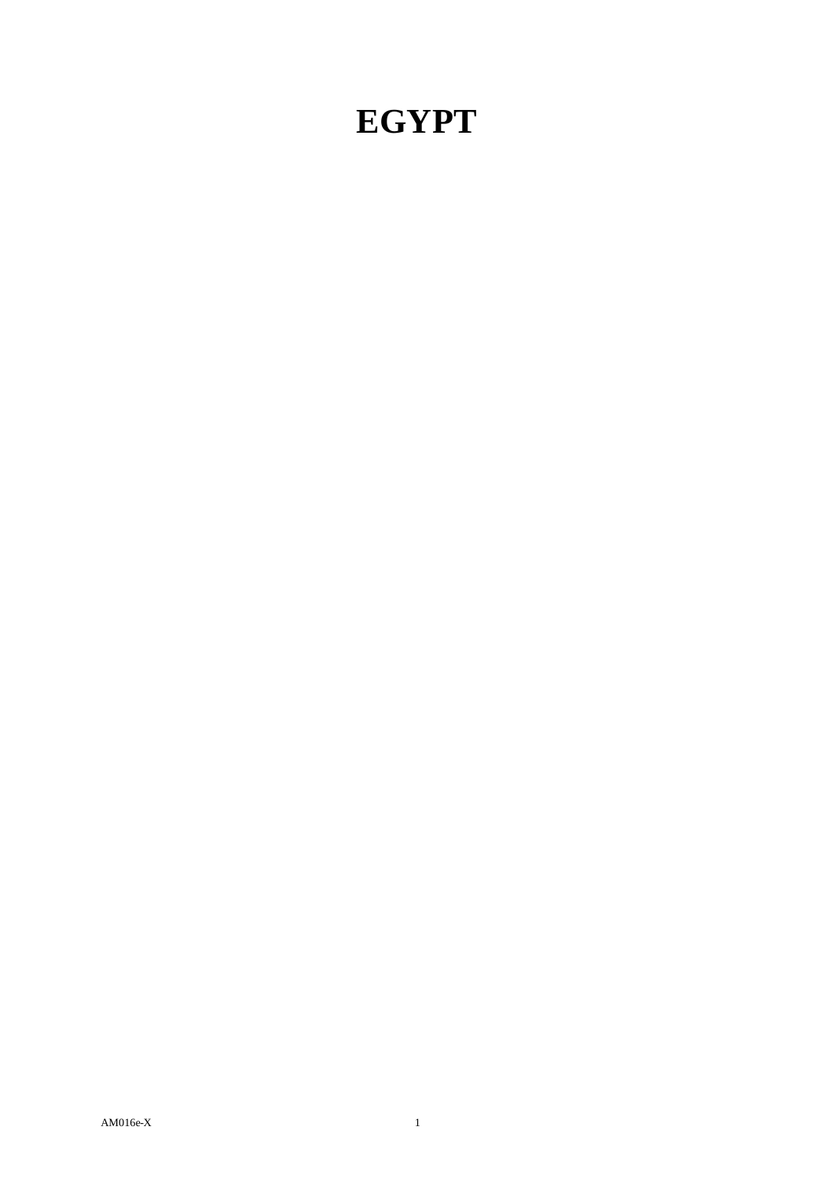# EGYPT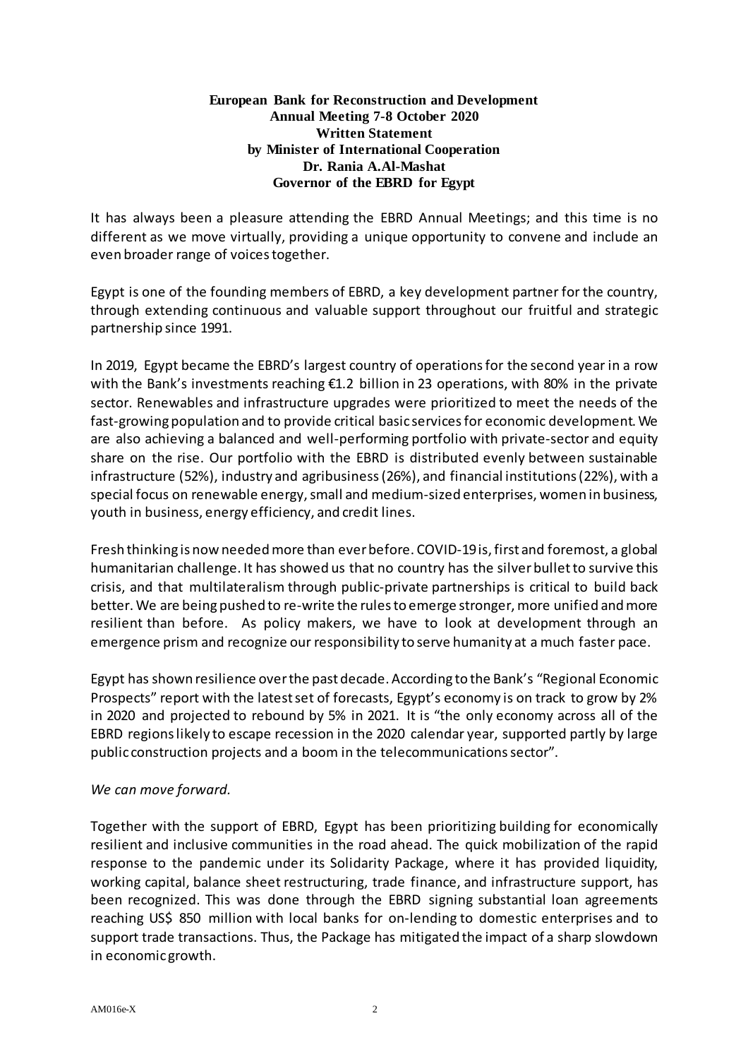**European Bank for Reconstruction and Development**
**Annual Meeting 7-8 October 2020**
**Written Statement**
**by Minister of International Cooperation**
**Dr. Rania A.Al-Mashat**
**Governor of the EBRD for Egypt**

It has always been a pleasure attending the EBRD Annual Meetings; and this time is no different as we move virtually, providing a unique opportunity to convene and include an even broader range of voices together.

Egypt is one of the founding members of EBRD, a key development partner for the country, through extending continuous and valuable support throughout our fruitful and strategic partnership since 1991.

In 2019, Egypt became the EBRD's largest country of operations for the second year in a row with the Bank's investments reaching €1.2 billion in 23 operations, with 80% in the private sector. Renewables and infrastructure upgrades were prioritized to meet the needs of the fast-growing population and to provide critical basic services for economic development. We are also achieving a balanced and well-performing portfolio with private-sector and equity share on the rise. Our portfolio with the EBRD is distributed evenly between sustainable infrastructure (52%), industry and agribusiness (26%), and financial institutions (22%), with a special focus on renewable energy, small and medium-sized enterprises, women in business, youth in business, energy efficiency, and credit lines.

Fresh thinking is now needed more than ever before. COVID-19 is, first and foremost, a global humanitarian challenge. It has showed us that no country has the silver bullet to survive this crisis, and that multilateralism through public-private partnerships is critical to build back better. We are being pushed to re-write the rules to emerge stronger, more unified and more resilient than before. As policy makers, we have to look at development through an emergence prism and recognize our responsibility to serve humanity at a much faster pace.

Egypt has shown resilience over the past decade. According to the Bank's "Regional Economic Prospects" report with the latest set of forecasts, Egypt's economy is on track to grow by 2% in 2020 and projected to rebound by 5% in 2021. It is "the only economy across all of the EBRD regions likely to escape recession in the 2020 calendar year, supported partly by large public construction projects and a boom in the telecommunications sector".

*We can move forward.*

Together with the support of EBRD, Egypt has been prioritizing building for economically resilient and inclusive communities in the road ahead. The quick mobilization of the rapid response to the pandemic under its Solidarity Package, where it has provided liquidity, working capital, balance sheet restructuring, trade finance, and infrastructure support, has been recognized. This was done through the EBRD signing substantial loan agreements reaching US$ 850 million with local banks for on-lending to domestic enterprises and to support trade transactions. Thus, the Package has mitigated the impact of a sharp slowdown in economic growth.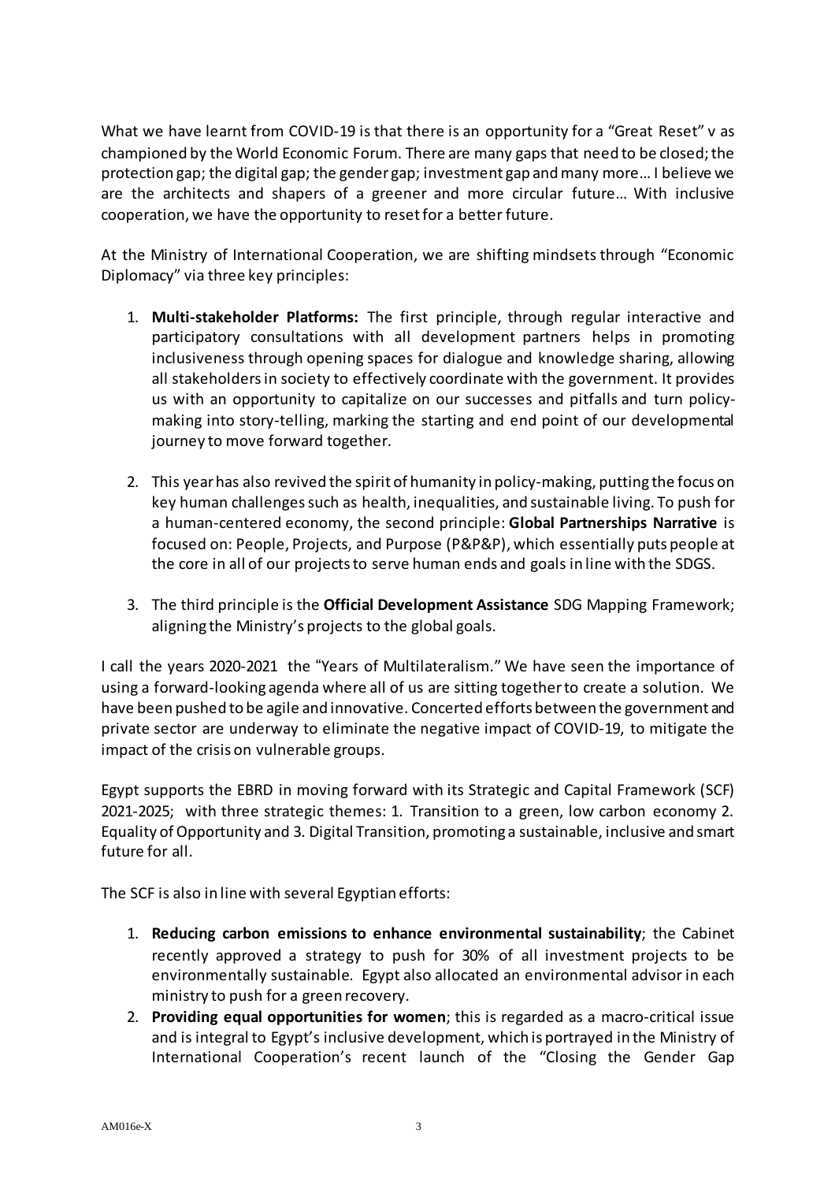What we have learnt from COVID-19 is that there is an opportunity for a "Great Reset" v as championed by the World Economic Forum. There are many gaps that need to be closed; the protection gap; the digital gap; the gender gap; investment gap and many more… I believe we are the architects and shapers of a greener and more circular future… With inclusive cooperation, we have the opportunity to reset for a better future.

At the Ministry of International Cooperation, we are shifting mindsets through "Economic Diplomacy" via three key principles:

1. **Multi-stakeholder Platforms:** The first principle, through regular interactive and participatory consultations with all development partners helps in promoting inclusiveness through opening spaces for dialogue and knowledge sharing, allowing all stakeholders in society to effectively coordinate with the government. It provides us with an opportunity to capitalize on our successes and pitfalls and turn policy-making into story-telling, marking the starting and end point of our developmental journey to move forward together.

2. This year has also revived the spirit of humanity in policy-making, putting the focus on key human challenges such as health, inequalities, and sustainable living. To push for a human-centered economy, the second principle: **Global Partnerships Narrative** is focused on: People, Projects, and Purpose (P&P&P), which essentially puts people at the core in all of our projects to serve human ends and goals in line with the SDGS.

3. The third principle is the **Official Development Assistance** SDG Mapping Framework; aligning the Ministry's projects to the global goals.

I call the years 2020-2021 the "Years of Multilateralism." We have seen the importance of using a forward-looking agenda where all of us are sitting together to create a solution. We have been pushed to be agile and innovative. Concerted efforts between the government and private sector are underway to eliminate the negative impact of COVID-19, to mitigate the impact of the crisis on vulnerable groups.

Egypt supports the EBRD in moving forward with its Strategic and Capital Framework (SCF) 2021-2025; with three strategic themes: 1. Transition to a green, low carbon economy 2. Equality of Opportunity and 3. Digital Transition, promoting a sustainable, inclusive and smart future for all.

The SCF is also in line with several Egyptian efforts:

1. **Reducing carbon emissions to enhance environmental sustainability**; the Cabinet recently approved a strategy to push for 30% of all investment projects to be environmentally sustainable. Egypt also allocated an environmental advisor in each ministry to push for a green recovery.
2. **Providing equal opportunities for women**; this is regarded as a macro-critical issue and is integral to Egypt's inclusive development, which is portrayed in the Ministry of International Cooperation's recent launch of the "Closing the Gender Gap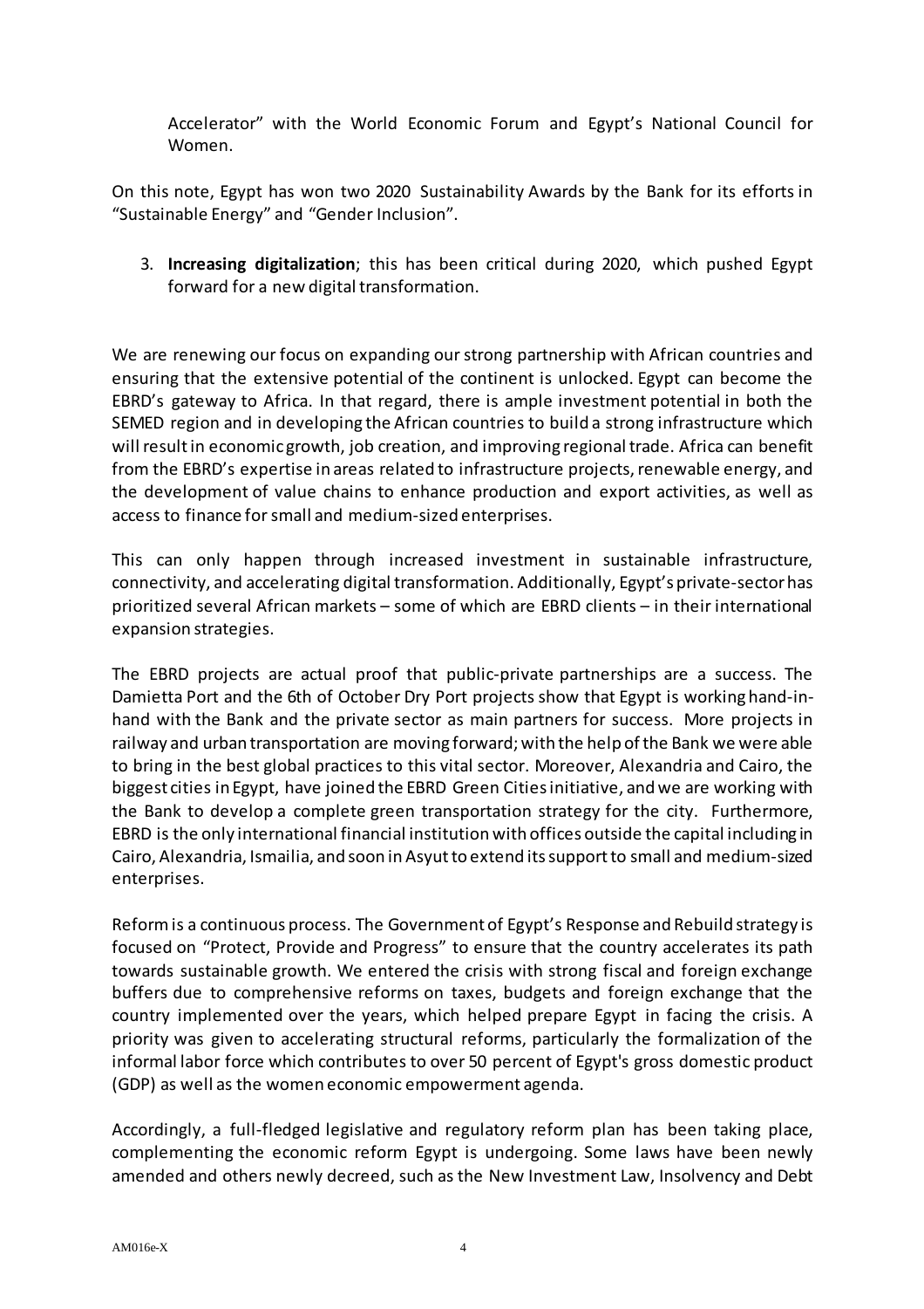Accelerator" with the World Economic Forum and Egypt's National Council for Women.

On this note, Egypt has won two 2020 Sustainability Awards by the Bank for its efforts in "Sustainable Energy" and "Gender Inclusion".

3. **Increasing digitalization**; this has been critical during 2020, which pushed Egypt forward for a new digital transformation.

We are renewing our focus on expanding our strong partnership with African countries and ensuring that the extensive potential of the continent is unlocked. Egypt can become the EBRD's gateway to Africa. In that regard, there is ample investment potential in both the SEMED region and in developing the African countries to build a strong infrastructure which will result in economic growth, job creation, and improving regional trade. Africa can benefit from the EBRD's expertise in areas related to infrastructure projects, renewable energy, and the development of value chains to enhance production and export activities, as well as access to finance for small and medium-sized enterprises.

This can only happen through increased investment in sustainable infrastructure, connectivity, and accelerating digital transformation. Additionally, Egypt's private-sector has prioritized several African markets – some of which are EBRD clients – in their international expansion strategies.

The EBRD projects are actual proof that public-private partnerships are a success. The Damietta Port and the 6th of October Dry Port projects show that Egypt is working hand-in-hand with the Bank and the private sector as main partners for success. More projects in railway and urban transportation are moving forward; with the help of the Bank we were able to bring in the best global practices to this vital sector. Moreover, Alexandria and Cairo, the biggest cities in Egypt, have joined the EBRD Green Cities initiative, and we are working with the Bank to develop a complete green transportation strategy for the city. Furthermore, EBRD is the only international financial institution with offices outside the capital including in Cairo, Alexandria, Ismailia, and soon in Asyut to extend its support to small and medium-sized enterprises.

Reform is a continuous process. The Government of Egypt's Response and Rebuild strategy is focused on "Protect, Provide and Progress" to ensure that the country accelerates its path towards sustainable growth. We entered the crisis with strong fiscal and foreign exchange buffers due to comprehensive reforms on taxes, budgets and foreign exchange that the country implemented over the years, which helped prepare Egypt in facing the crisis. A priority was given to accelerating structural reforms, particularly the formalization of the informal labor force which contributes to over 50 percent of Egypt's gross domestic product (GDP) as well as the women economic empowerment agenda.

Accordingly, a full-fledged legislative and regulatory reform plan has been taking place, complementing the economic reform Egypt is undergoing. Some laws have been newly amended and others newly decreed, such as the New Investment Law, Insolvency and Debt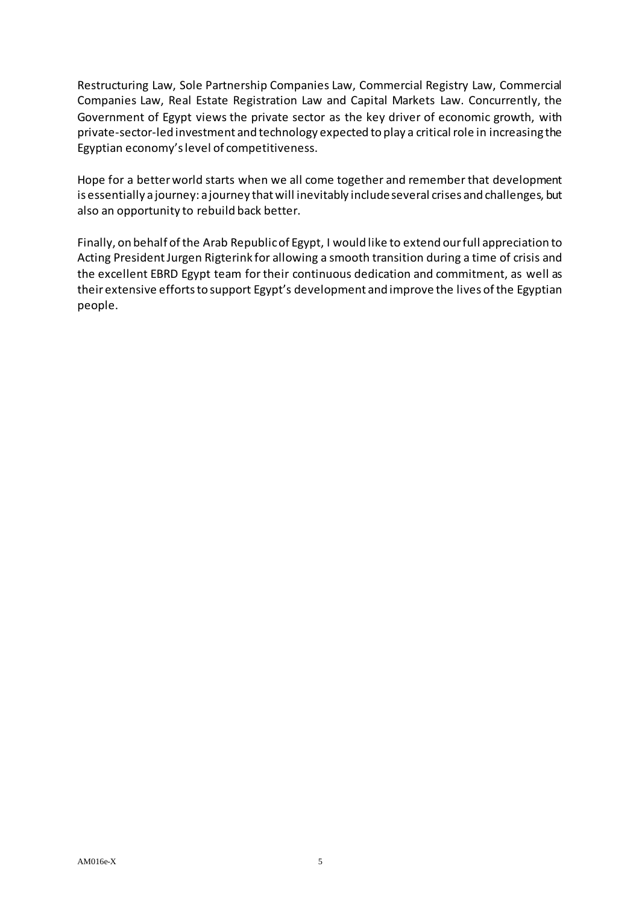Restructuring Law, Sole Partnership Companies Law, Commercial Registry Law, Commercial Companies Law, Real Estate Registration Law and Capital Markets Law. Concurrently, the Government of Egypt views the private sector as the key driver of economic growth, with private-sector-led investment and technology expected to play a critical role in increasing the Egyptian economy's level of competitiveness.

Hope for a better world starts when we all come together and remember that development is essentially a journey: a journey that will inevitably include several crises and challenges, but also an opportunity to rebuild back better.

Finally, on behalf of the Arab Republic of Egypt, I would like to extend our full appreciation to Acting President Jurgen Rigterink for allowing a smooth transition during a time of crisis and the excellent EBRD Egypt team for their continuous dedication and commitment, as well as their extensive efforts to support Egypt's development and improve the lives of the Egyptian people.